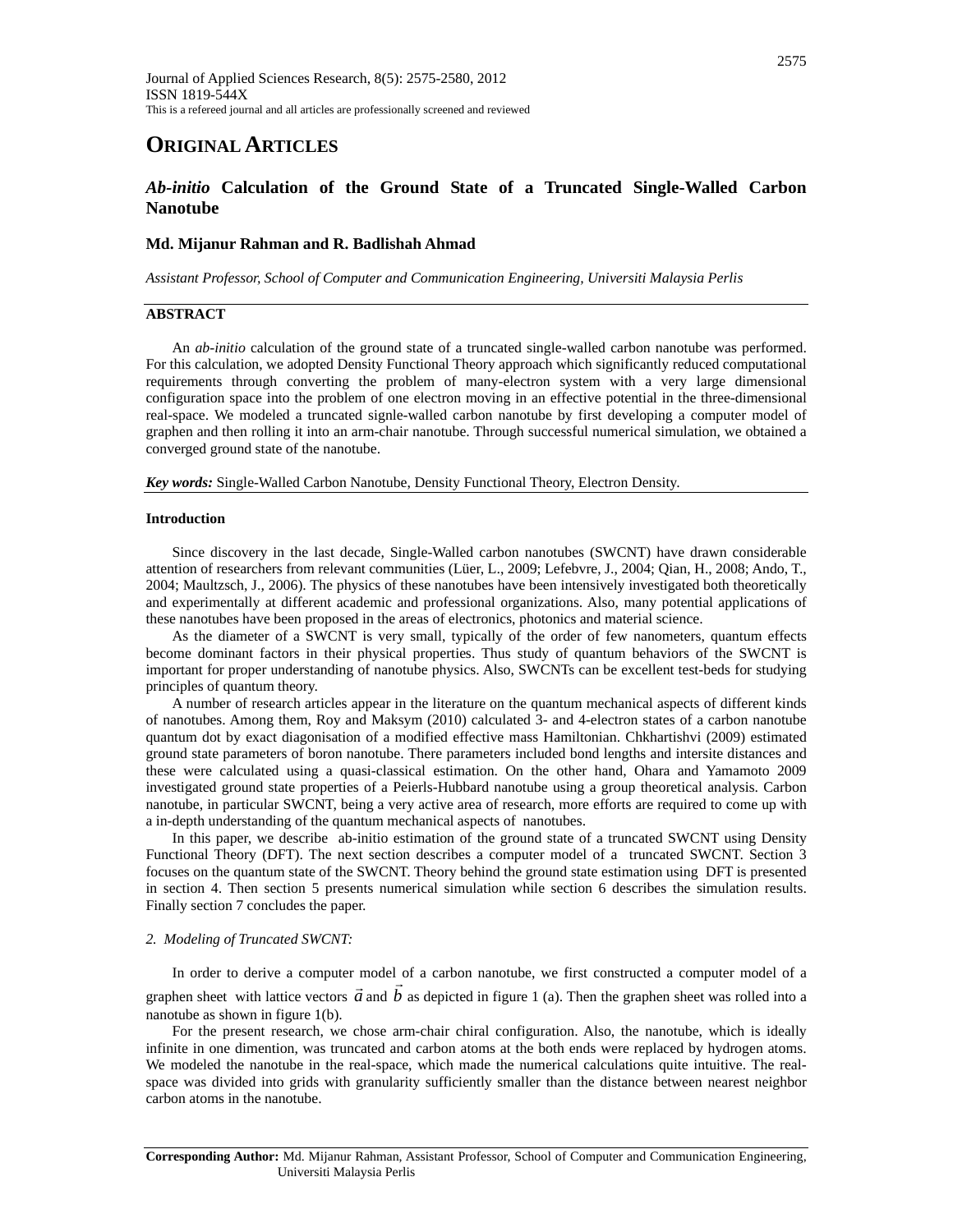Journal of Applied Sciences Research, 8(5): 2575-2580, 2012
ISSN 1819-544X
This is a refereed journal and all articles are professionally screened and reviewed

# ORIGINAL ARTICLES

## *Ab-initio* Calculation of the Ground State of a Truncated Single-Walled Carbon Nanotube

**Md. Mijanur Rahman and R. Badlishah Ahmad**

*Assistant Professor, School of Computer and Communication Engineering, Universiti Malaysia Perlis*

### ABSTRACT

An *ab-initio* calculation of the ground state of a truncated single-walled carbon nanotube was performed. For this calculation, we adopted Density Functional Theory approach which significantly reduced computational requirements through converting the problem of many-electron system with a very large dimensional configuration space into the problem of one electron moving in an effective potential in the three-dimensional real-space. We modeled a truncated signle-walled carbon nanotube by first developing a computer model of graphen and then rolling it into an arm-chair nanotube. Through successful numerical simulation, we obtained a converged ground state of the nanotube.

***Key words:*** Single-Walled Carbon Nanotube, Density Functional Theory, Electron Density.

### Introduction

Since discovery in the last decade, Single-Walled carbon nanotubes (SWCNT) have drawn considerable attention of researchers from relevant communities (Lüer, L., 2009; Lefebvre, J., 2004; Qian, H., 2008; Ando, T., 2004; Maultzsch, J., 2006). The physics of these nanotubes have been intensively investigated both theoretically and experimentally at different academic and professional organizations. Also, many potential applications of these nanotubes have been proposed in the areas of electronics, photonics and material science.

As the diameter of a SWCNT is very small, typically of the order of few nanometers, quantum effects become dominant factors in their physical properties. Thus study of quantum behaviors of the SWCNT is important for proper understanding of nanotube physics. Also, SWCNTs can be excellent test-beds for studying principles of quantum theory.

A number of research articles appear in the literature on the quantum mechanical aspects of different kinds of nanotubes. Among them, Roy and Maksym (2010) calculated 3- and 4-electron states of a carbon nanotube quantum dot by exact diagonisation of a modified effective mass Hamiltonian. Chkhartishvi (2009) estimated ground state parameters of boron nanotube. There parameters included bond lengths and intersite distances and these were calculated using a quasi-classical estimation. On the other hand, Ohara and Yamamoto 2009 investigated ground state properties of a Peierls-Hubbard nanotube using a group theoretical analysis. Carbon nanotube, in particular SWCNT, being a very active area of research, more efforts are required to come up with a in-depth understanding of the quantum mechanical aspects of nanotubes.

In this paper, we describe ab-initio estimation of the ground state of a truncated SWCNT using Density Functional Theory (DFT). The next section describes a computer model of a truncated SWCNT. Section 3 focuses on the quantum state of the SWCNT. Theory behind the ground state estimation using DFT is presented in section 4. Then section 5 presents numerical simulation while section 6 describes the simulation results. Finally section 7 concludes the paper.

### *2. Modeling of Truncated SWCNT:*

In order to derive a computer model of a carbon nanotube, we first constructed a computer model of a graphen sheet with lattice vectors $\vec{a}$ and $\vec{b}$ as depicted in figure 1 (a). Then the graphen sheet was rolled into a nanotube as shown in figure 1(b).

For the present research, we chose arm-chair chiral configuration. Also, the nanotube, which is ideally infinite in one dimention, was truncated and carbon atoms at the both ends were replaced by hydrogen atoms. We modeled the nanotube in the real-space, which made the numerical calculations quite intuitive. The real-space was divided into grids with granularity sufficiently smaller than the distance between nearest neighbor carbon atoms in the nanotube.

**Corresponding Author:** Md. Mijanur Rahman, Assistant Professor, School of Computer and Communication Engineering, Universiti Malaysia Perlis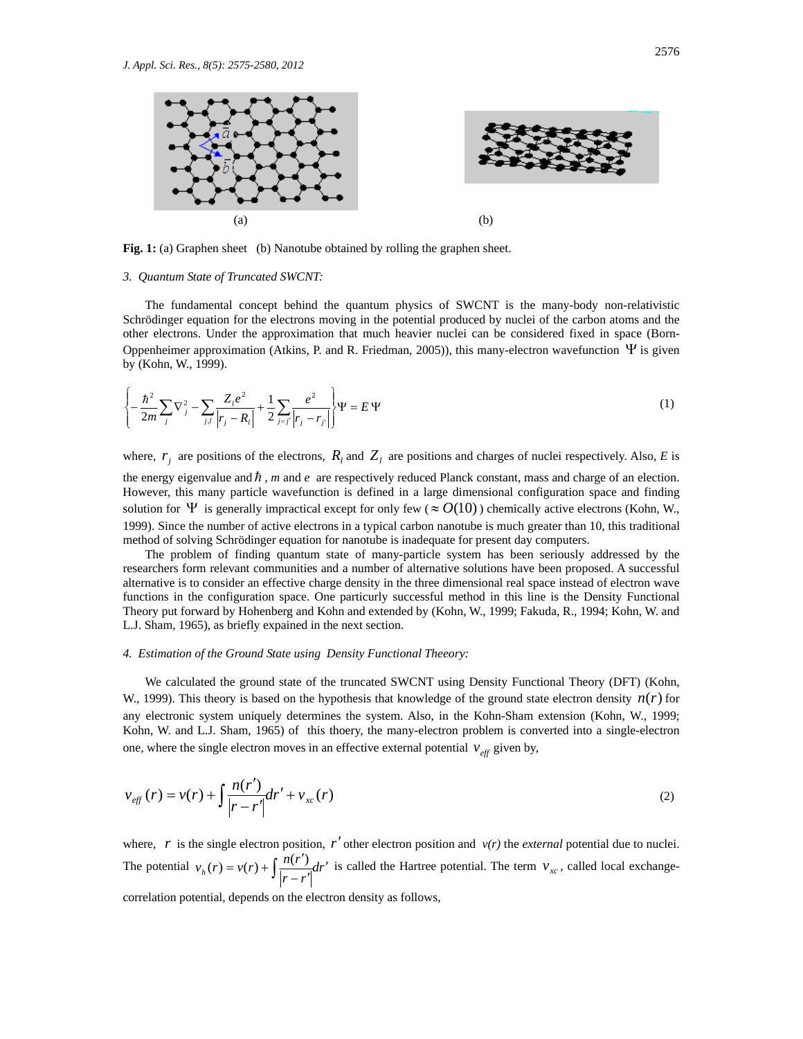(a) (b)

**Fig. 1:** (a) Graphen sheet (b) Nanotube obtained by rolling the graphen sheet.

*3. Quantum State of Truncated SWCNT:*

The fundamental concept behind the quantum physics of SWCNT is the many-body non-relativistic Schrödinger equation for the electrons moving in the potential produced by nuclei of the carbon atoms and the other electrons. Under the approximation that much heavier nuclei can be considered fixed in space (Born-Oppenheimer approximation (Atkins, P. and R. Friedman, 2005)), this many-electron wavefunction $\Psi$ is given by (Kohn, W., 1999).

$$\left\{-\frac{\hbar^2}{2m}\sum_j \nabla_j^2 - \sum_{j,l}\frac{Z_l e^2}{\left|r_j - R_l\right|} + \frac{1}{2}\sum_{j=j'}\frac{e^2}{\left|r_j - r_{j'}\right|}\right\}\Psi = E\,\Psi \tag{1}$$

where, $r_j$ are positions of the electrons, $R_l$ and $Z_l$ are positions and charges of nuclei respectively. Also, $E$ is the energy eigenvalue and $\hbar$, $m$ and $e$ are respectively reduced Planck constant, mass and charge of an election. However, this many particle wavefunction is defined in a large dimensional configuration space and finding solution for $\Psi$ is generally impractical except for only few ($\approx O(10)$) chemically active electrons (Kohn, W., 1999). Since the number of active electrons in a typical carbon nanotube is much greater than 10, this traditional method of solving Schrödinger equation for nanotube is inadequate for present day computers.

The problem of finding quantum state of many-particle system has been seriously addressed by the researchers form relevant communities and a number of alternative solutions have been proposed. A successful alternative is to consider an effective charge density in the three dimensional real space instead of electron wave functions in the configuration space. One particurly successful method in this line is the Density Functional Theory put forward by Hohenberg and Kohn and extended by (Kohn, W., 1999; Fakuda, R., 1994; Kohn, W. and L.J. Sham, 1965), as briefly expained in the next section.

*4. Estimation of the Ground State using Density Functional Theory:*

We calculated the ground state of the truncated SWCNT using Density Functional Theory (DFT) (Kohn, W., 1999). This theory is based on the hypothesis that knowledge of the ground state electron density $n(r)$ for any electronic system uniquely determines the system. Also, in the Kohn-Sham extension (Kohn, W., 1999; Kohn, W. and L.J. Sham, 1965) of this thoery, the many-electron problem is converted into a single-electron one, where the single electron moves in an effective external potential $v_{eff}$ given by,

$$v_{eff}(r) = v(r) + \int \frac{n(r')}{\left|r - r'\right|}dr' + v_{xc}(r) \tag{2}$$

where, $r$ is the single electron position, $r'$ other electron position and $v(r)$ the *external* potential due to nuclei. The potential $v_h(r) = v(r) + \int \frac{n(r')}{\left|r - r'\right|}dr'$ is called the Hartree potential. The term $v_{xc}$, called local exchange-correlation potential, depends on the electron density as follows,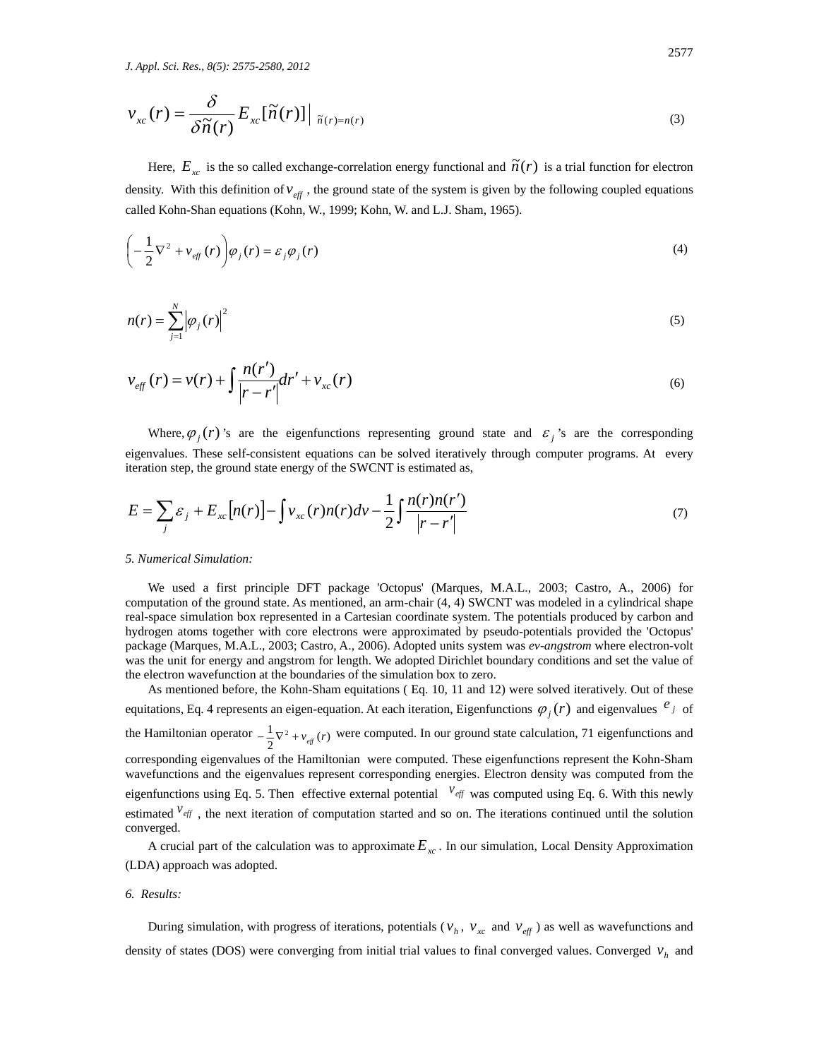$$v_{xc}(r) = \frac{\delta}{\delta \tilde{n}(r)} E_{xc}[\tilde{n}(r)] \Big|_{\tilde{n}(r)=n(r)} \tag{3}$$

Here, $E_{xc}$ is the so called exchange-correlation energy functional and $\tilde{n}(r)$ is a trial function for electron density. With this definition of $v_{eff}$, the ground state of the system is given by the following coupled equations called Kohn-Shan equations (Kohn, W., 1999; Kohn, W. and L.J. Sham, 1965).

$$\left(-\frac{1}{2}\nabla^2 + v_{eff}(r)\right)\varphi_j(r) = \varepsilon_j \varphi_j(r) \tag{4}$$

$$n(r) = \sum_{j=1}^{N} \left|\varphi_j(r)\right|^2 \tag{5}$$

$$v_{eff}(r) = v(r) + \int \frac{n(r')}{|r - r'|} dr' + v_{xc}(r) \tag{6}$$

Where, $\varphi_j(r)$'s are the eigenfunctions representing ground state and $\varepsilon_j$'s are the corresponding eigenvalues. These self-consistent equations can be solved iteratively through computer programs. At every iteration step, the ground state energy of the SWCNT is estimated as,

$$E = \sum_j \varepsilon_j + E_{xc}[n(r)] - \int v_{xc}(r) n(r) dv - \frac{1}{2} \int \frac{n(r) n(r')}{|r - r'|} \tag{7}$$

### *5. Numerical Simulation:*

We used a first principle DFT package 'Octopus' (Marques, M.A.L., 2003; Castro, A., 2006) for computation of the ground state. As mentioned, an arm-chair (4, 4) SWCNT was modeled in a cylindrical shape real-space simulation box represented in a Cartesian coordinate system. The potentials produced by carbon and hydrogen atoms together with core electrons were approximated by pseudo-potentials provided the 'Octopus' package (Marques, M.A.L., 2003; Castro, A., 2006). Adopted units system was *ev-angstrom* where electron-volt was the unit for energy and angstrom for length. We adopted Dirichlet boundary conditions and set the value of the electron wavefunction at the boundaries of the simulation box to zero.

As mentioned before, the Kohn-Sham equitations ( Eq. 10, 11 and 12) were solved iteratively. Out of these equitations, Eq. 4 represents an eigen-equation. At each iteration, Eigenfunctions $\varphi_j(r)$ and eigenvalues $e_j$ of the Hamiltonian operator $-\frac{1}{2}\nabla^2 + v_{eff}(r)$ were computed. In our ground state calculation, 71 eigenfunctions and corresponding eigenvalues of the Hamiltonian were computed. These eigenfunctions represent the Kohn-Sham wavefunctions and the eigenvalues represent corresponding energies. Electron density was computed from the eigenfunctions using Eq. 5. Then effective external potential $v_{eff}$ was computed using Eq. 6. With this newly estimated $v_{eff}$, the next iteration of computation started and so on. The iterations continued until the solution converged.

A crucial part of the calculation was to approximate $E_{xc}$. In our simulation, Local Density Approximation (LDA) approach was adopted.

### *6. Results:*

During simulation, with progress of iterations, potentials ($v_h$, $v_{xc}$ and $v_{eff}$) as well as wavefunctions and density of states (DOS) were converging from initial trial values to final converged values. Converged $v_h$ and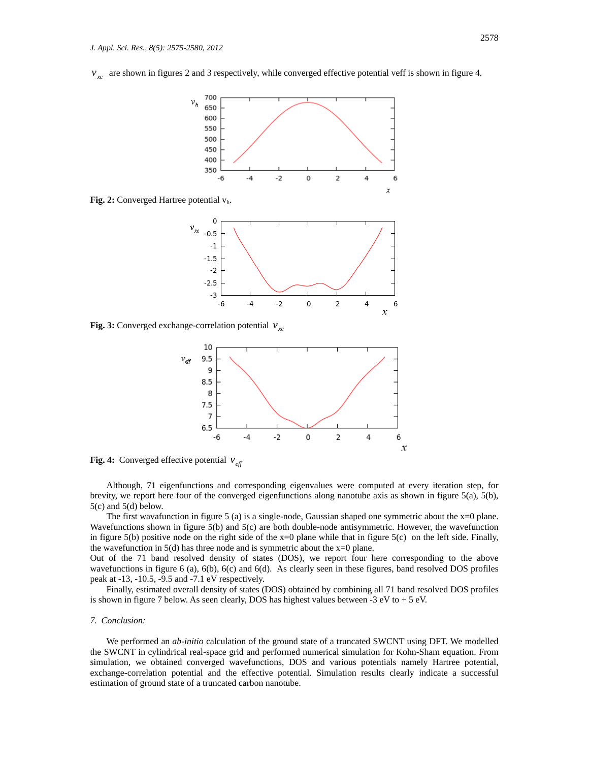$v_{xc}$ are shown in figures 2 and 3 respectively, while converged effective potential veff is shown in figure 4.

**Fig. 2:** Converged Hartree potential $v_h$.

**Fig. 3:** Converged exchange-correlation potential $v_{xc}$

**Fig. 4:** Converged effective potential $v_{eff}$

Although, 71 eigenfunctions and corresponding eigenvalues were computed at every iteration step, for brevity, we report here four of the converged eigenfunctions along nanotube axis as shown in figure 5(a), 5(b), 5(c) and 5(d) below.

The first wavafunction in figure 5 (a) is a single-node, Gaussian shaped one symmetric about the x=0 plane. Wavefunctions shown in figure 5(b) and 5(c) are both double-node antisymmetric. However, the wavefunction in figure 5(b) positive node on the right side of the x=0 plane while that in figure 5(c) on the left side. Finally, the wavefunction in 5(d) has three node and is symmetric about the x=0 plane.

Out of the 71 band resolved density of states (DOS), we report four here corresponding to the above wavefunctions in figure 6 (a), 6(b), 6(c) and 6(d). As clearly seen in these figures, band resolved DOS profiles peak at -13, -10.5, -9.5 and -7.1 eV respectively.

Finally, estimated overall density of states (DOS) obtained by combining all 71 band resolved DOS profiles is shown in figure 7 below. As seen clearly, DOS has highest values between -3 eV to + 5 eV.

### *7. Conclusion:*

We performed an *ab-initio* calculation of the ground state of a truncated SWCNT using DFT. We modelled the SWCNT in cylindrical real-space grid and performed numerical simulation for Kohn-Sham equation. From simulation, we obtained converged wavefunctions, DOS and various potentials namely Hartree potential, exchange-correlation potential and the effective potential. Simulation results clearly indicate a successful estimation of ground state of a truncated carbon nanotube.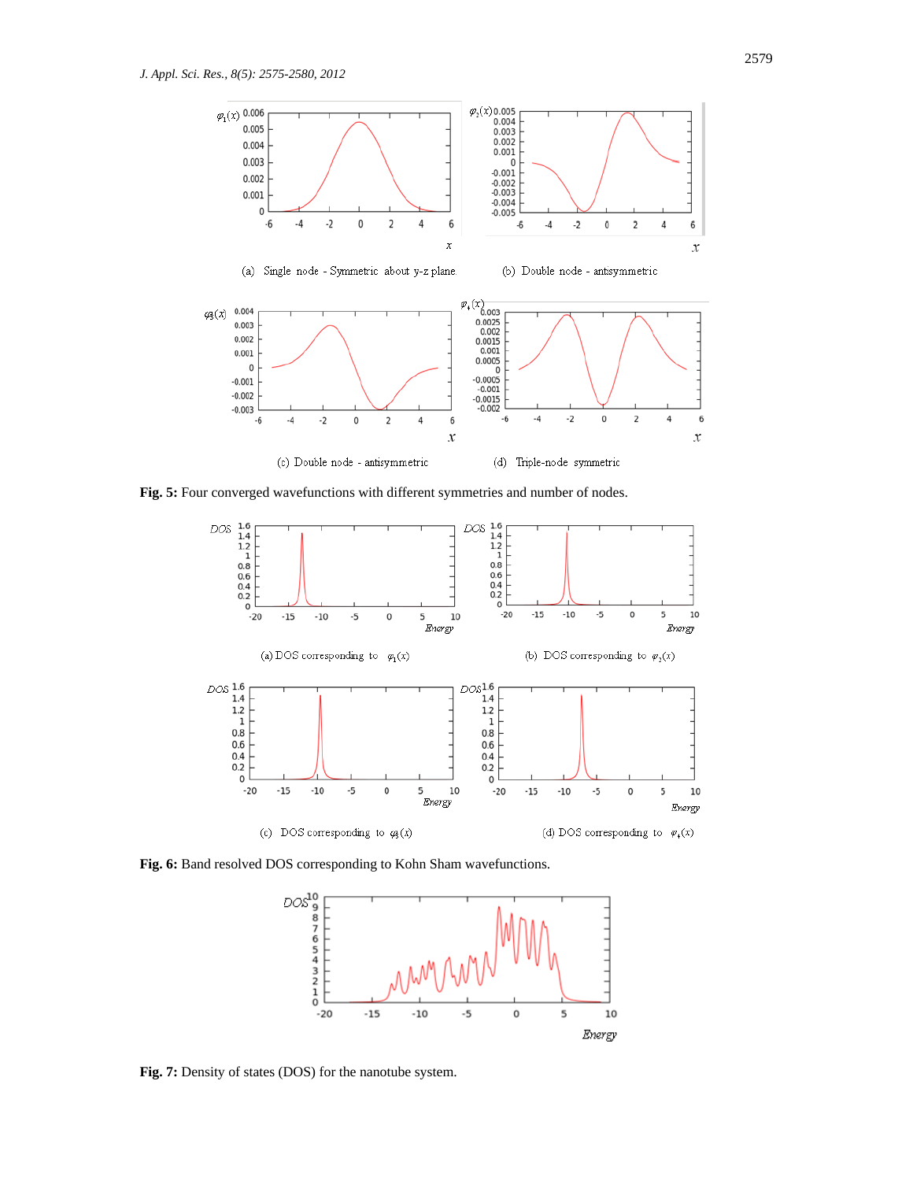(a) Single node - Symmetric about y-z plane

(b) Double node - antisymmetric

(c) Double node - antisymmetric

(d) Triple-node symmetric

**Fig. 5:** Four converged wavefunctions with different symmetries and number of nodes.

(a) DOS corresponding to $\varphi_1(x)$

(b) DOS corresponding to $\varphi_2(x)$

(c) DOS corresponding to $\varphi_3(x)$

(d) DOS corresponding to $\varphi_4(x)$

**Fig. 6:** Band resolved DOS corresponding to Kohn Sham wavefunctions.

**Fig. 7:** Density of states (DOS) for the nanotube system.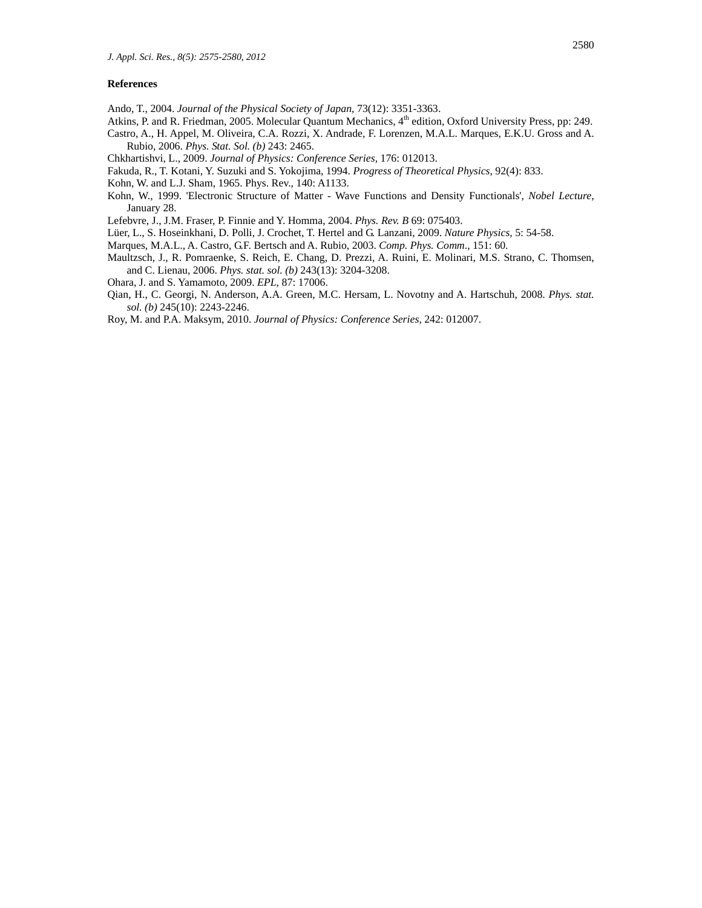**References**

Ando, T., 2004. *Journal of the Physical Society of Japan*, 73(12): 3351-3363.

Atkins, P. and R. Friedman, 2005. Molecular Quantum Mechanics, 4th edition, Oxford University Press, pp: 249.

Castro, A., H. Appel, M. Oliveira, C.A. Rozzi, X. Andrade, F. Lorenzen, M.A.L. Marques, E.K.U. Gross and A. Rubio, 2006. *Phys. Stat. Sol. (b)* 243: 2465.

Chkhartishvi, L., 2009. *Journal of Physics: Conference Series*, 176: 012013.

Fakuda, R., T. Kotani, Y. Suzuki and S. Yokojima, 1994. *Progress of Theoretical Physics*, 92(4): 833.

Kohn, W. and L.J. Sham, 1965. Phys. Rev., 140: A1133.

Kohn, W., 1999. 'Electronic Structure of Matter - Wave Functions and Density Functionals', *Nobel Lecture*, January 28.

Lefebvre, J., J.M. Fraser, P. Finnie and Y. Homma, 2004. *Phys. Rev. B* 69: 075403.

Lüer, L., S. Hoseinkhani, D. Polli, J. Crochet, T. Hertel and G. Lanzani, 2009. *Nature Physics*, 5: 54-58.

Marques, M.A.L., A. Castro, G.F. Bertsch and A. Rubio, 2003. *Comp. Phys. Comm*., 151: 60.

Maultzsch, J., R. Pomraenke, S. Reich, E. Chang, D. Prezzi, A. Ruini, E. Molinari, M.S. Strano, C. Thomsen, and C. Lienau, 2006. *Phys. stat. sol. (b)* 243(13): 3204-3208.

Ohara, J. and S. Yamamoto, 2009. *EPL*, 87: 17006.

Qian, H., C. Georgi, N. Anderson, A.A. Green, M.C. Hersam, L. Novotny and A. Hartschuh, 2008. *Phys. stat. sol. (b)* 245(10): 2243-2246.

Roy, M. and P.A. Maksym, 2010. *Journal of Physics: Conference Series*, 242: 012007.